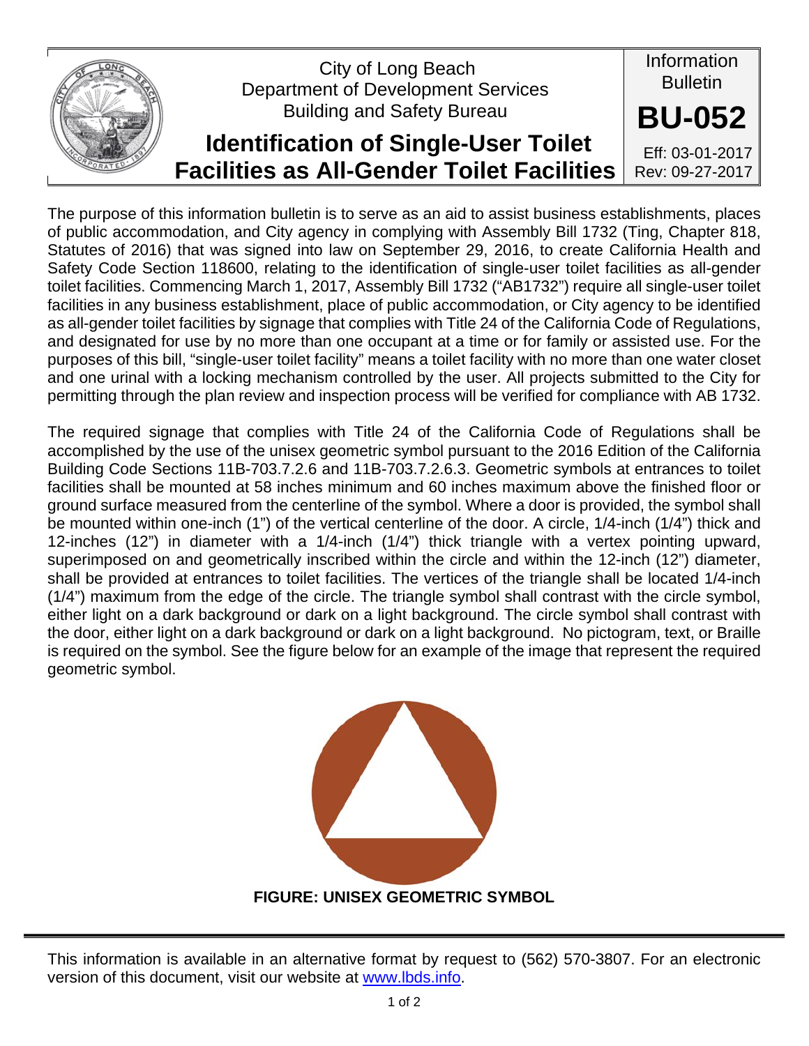City of Long Beach
Department of Development Services
Building and Safety Bureau

# Identification of Single-User Toilet Facilities as All-Gender Toilet Facilities

Information Bulletin

**BU-052**

Eff: 03-01-2017
Rev: 09-27-2017

The purpose of this information bulletin is to serve as an aid to assist business establishments, places of public accommodation, and City agency in complying with Assembly Bill 1732 (Ting, Chapter 818, Statutes of 2016) that was signed into law on September 29, 2016, to create California Health and Safety Code Section 118600, relating to the identification of single-user toilet facilities as all-gender toilet facilities. Commencing March 1, 2017, Assembly Bill 1732 ("AB1732") require all single-user toilet facilities in any business establishment, place of public accommodation, or City agency to be identified as all-gender toilet facilities by signage that complies with Title 24 of the California Code of Regulations, and designated for use by no more than one occupant at a time or for family or assisted use. For the purposes of this bill, "single-user toilet facility" means a toilet facility with no more than one water closet and one urinal with a locking mechanism controlled by the user. All projects submitted to the City for permitting through the plan review and inspection process will be verified for compliance with AB 1732.

The required signage that complies with Title 24 of the California Code of Regulations shall be accomplished by the use of the unisex geometric symbol pursuant to the 2016 Edition of the California Building Code Sections 11B-703.7.2.6 and 11B-703.7.2.6.3. Geometric symbols at entrances to toilet facilities shall be mounted at 58 inches minimum and 60 inches maximum above the finished floor or ground surface measured from the centerline of the symbol. Where a door is provided, the symbol shall be mounted within one-inch (1") of the vertical centerline of the door. A circle, 1/4-inch (1/4") thick and 12-inches (12") in diameter with a 1/4-inch (1/4") thick triangle with a vertex pointing upward, superimposed on and geometrically inscribed within the circle and within the 12-inch (12") diameter, shall be provided at entrances to toilet facilities. The vertices of the triangle shall be located 1/4-inch (1/4") maximum from the edge of the circle. The triangle symbol shall contrast with the circle symbol, either light on a dark background or dark on a light background. The circle symbol shall contrast with the door, either light on a dark background or dark on a light background. No pictogram, text, or Braille is required on the symbol. See the figure below for an example of the image that represent the required geometric symbol.

**FIGURE: UNISEX GEOMETRIC SYMBOL**

This information is available in an alternative format by request to (562) 570-3807. For an electronic version of this document, visit our website at www.lbds.info.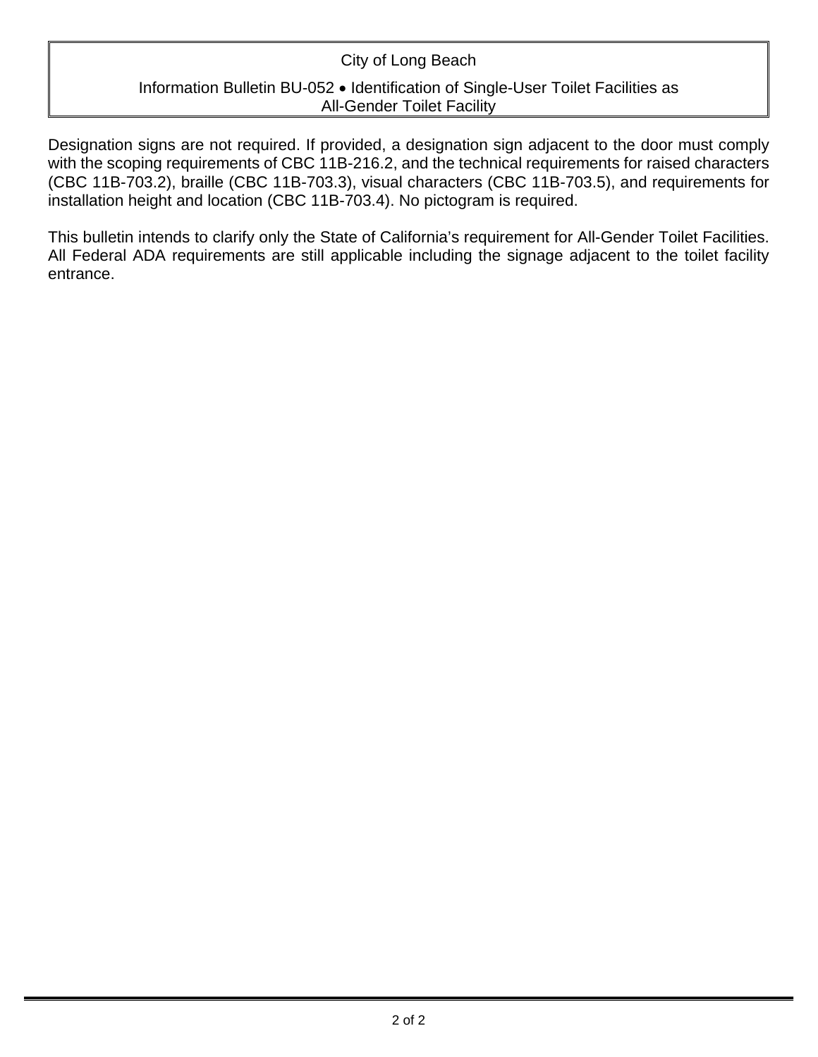Designation signs are not required. If provided, a designation sign adjacent to the door must comply with the scoping requirements of CBC 11B-216.2, and the technical requirements for raised characters (CBC 11B-703.2), braille (CBC 11B-703.3), visual characters (CBC 11B-703.5), and requirements for installation height and location (CBC 11B-703.4). No pictogram is required.

This bulletin intends to clarify only the State of California's requirement for All-Gender Toilet Facilities. All Federal ADA requirements are still applicable including the signage adjacent to the toilet facility entrance.